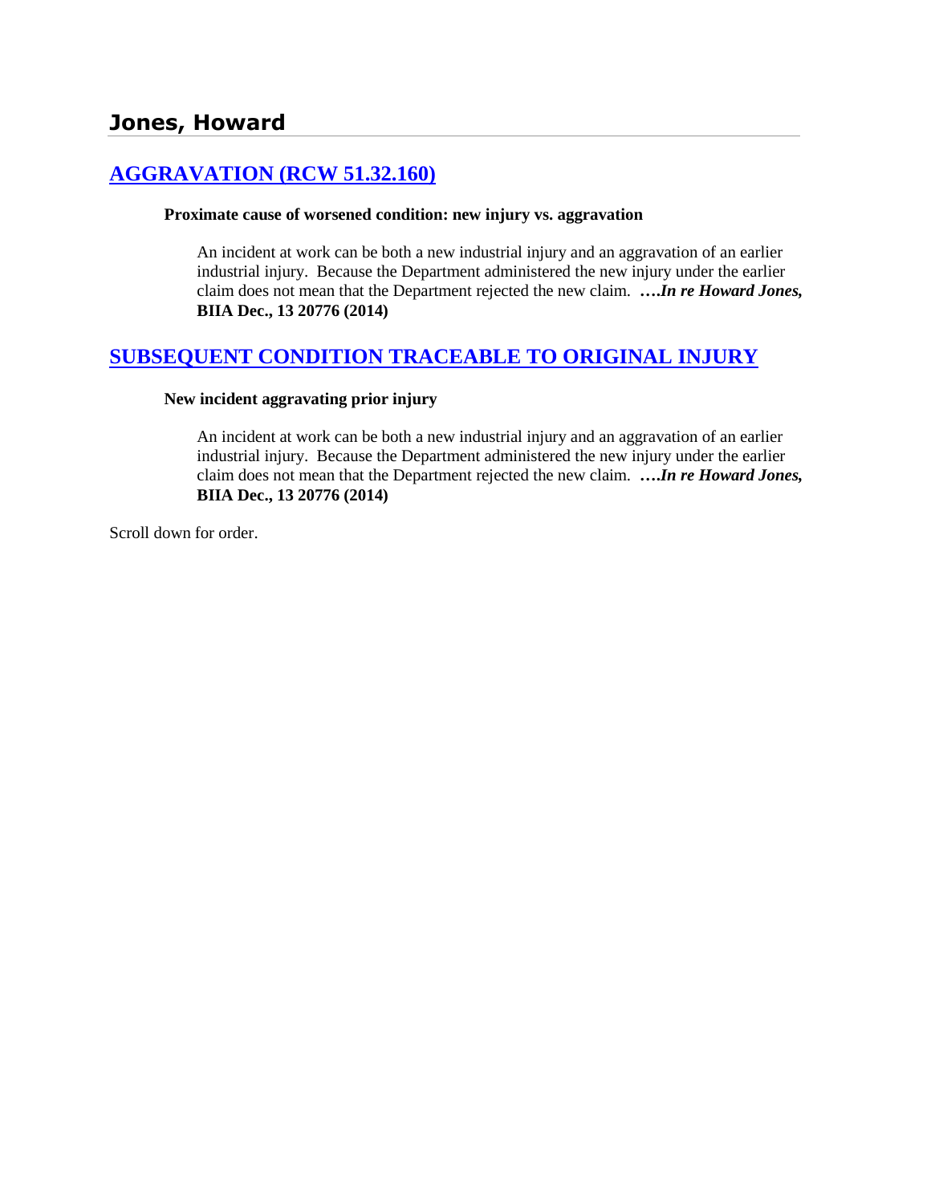## Jones, Howard

## [AGGRAVATION (RCW 51.32.160)]

**Proximate cause of worsened condition: new injury vs. aggravation**

An incident at work can be both a new industrial injury and an aggravation of an earlier industrial injury. Because the Department administered the new injury under the earlier claim does not mean that the Department rejected the new claim. ***….In re Howard Jones,* BIIA Dec., 13 20776 (2014)**

## [SUBSEQUENT CONDITION TRACEABLE TO ORIGINAL INJURY]

**New incident aggravating prior injury**

An incident at work can be both a new industrial injury and an aggravation of an earlier industrial injury. Because the Department administered the new injury under the earlier claim does not mean that the Department rejected the new claim. ***….In re Howard Jones,* BIIA Dec., 13 20776 (2014)**

Scroll down for order.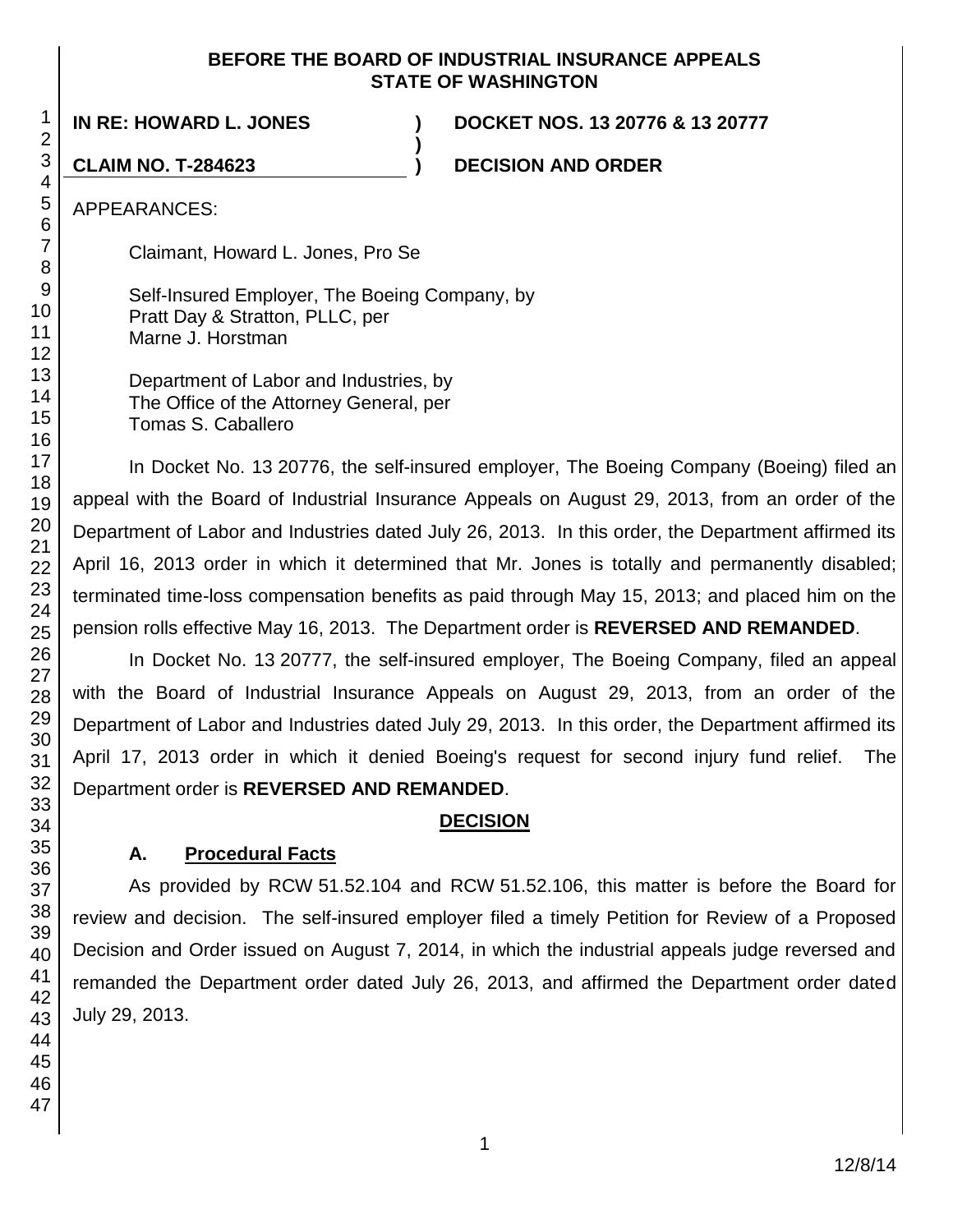**BEFORE THE BOARD OF INDUSTRIAL INSURANCE APPEALS**
**STATE OF WASHINGTON**

**IN RE: HOWARD L. JONES** ) **DOCKET NOS. 13 20776 & 13 20777**
)
**CLAIM NO. T-284623** ) **DECISION AND ORDER**

APPEARANCES:

Claimant, Howard L. Jones, Pro Se

Self-Insured Employer, The Boeing Company, by
Pratt Day & Stratton, PLLC, per
Marne J. Horstman

Department of Labor and Industries, by
The Office of the Attorney General, per
Tomas S. Caballero

In Docket No. 13 20776, the self-insured employer, The Boeing Company (Boeing) filed an appeal with the Board of Industrial Insurance Appeals on August 29, 2013, from an order of the Department of Labor and Industries dated July 26, 2013. In this order, the Department affirmed its April 16, 2013 order in which it determined that Mr. Jones is totally and permanently disabled; terminated time-loss compensation benefits as paid through May 15, 2013; and placed him on the pension rolls effective May 16, 2013. The Department order is **REVERSED AND REMANDED**.

In Docket No. 13 20777, the self-insured employer, The Boeing Company, filed an appeal with the Board of Industrial Insurance Appeals on August 29, 2013, from an order of the Department of Labor and Industries dated July 29, 2013. In this order, the Department affirmed its April 17, 2013 order in which it denied Boeing's request for second injury fund relief. The Department order is **REVERSED AND REMANDED**.

## DECISION

### A. Procedural Facts

As provided by RCW 51.52.104 and RCW 51.52.106, this matter is before the Board for review and decision. The self-insured employer filed a timely Petition for Review of a Proposed Decision and Order issued on August 7, 2014, in which the industrial appeals judge reversed and remanded the Department order dated July 26, 2013, and affirmed the Department order dated July 29, 2013.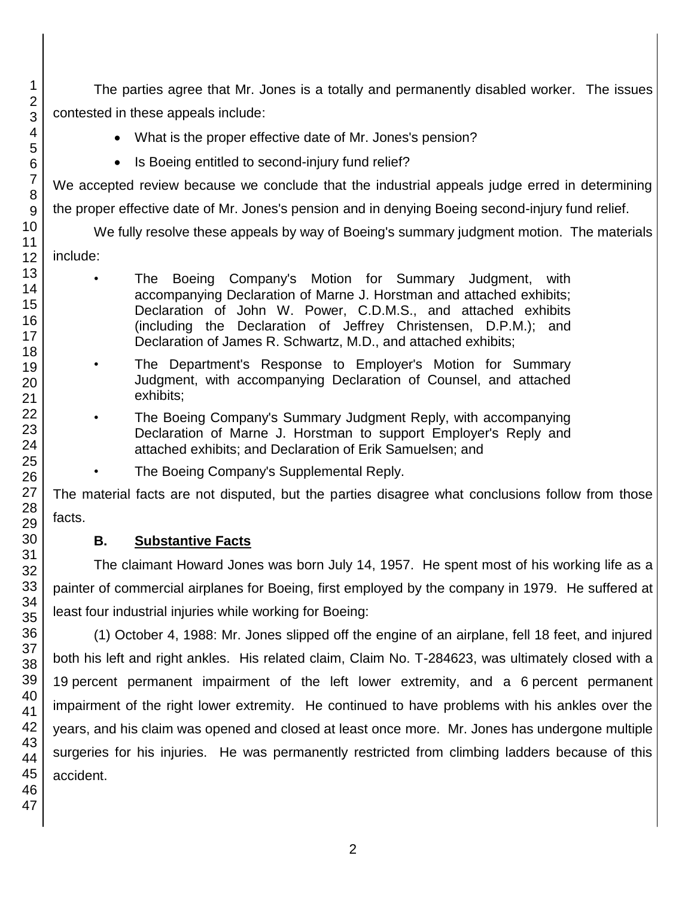The parties agree that Mr. Jones is a totally and permanently disabled worker. The issues contested in these appeals include:

- What is the proper effective date of Mr. Jones's pension?
- Is Boeing entitled to second-injury fund relief?

We accepted review because we conclude that the industrial appeals judge erred in determining the proper effective date of Mr. Jones's pension and in denying Boeing second-injury fund relief.

We fully resolve these appeals by way of Boeing's summary judgment motion. The materials include:

- The Boeing Company's Motion for Summary Judgment, with accompanying Declaration of Marne J. Horstman and attached exhibits; Declaration of John W. Power, C.D.M.S., and attached exhibits (including the Declaration of Jeffrey Christensen, D.P.M.); and Declaration of James R. Schwartz, M.D., and attached exhibits;
- The Department's Response to Employer's Motion for Summary Judgment, with accompanying Declaration of Counsel, and attached exhibits;
- The Boeing Company's Summary Judgment Reply, with accompanying Declaration of Marne J. Horstman to support Employer's Reply and attached exhibits; and Declaration of Erik Samuelsen; and
- The Boeing Company's Supplemental Reply.

The material facts are not disputed, but the parties disagree what conclusions follow from those facts.

### B. **Substantive Facts**

The claimant Howard Jones was born July 14, 1957. He spent most of his working life as a painter of commercial airplanes for Boeing, first employed by the company in 1979. He suffered at least four industrial injuries while working for Boeing:

(1) October 4, 1988: Mr. Jones slipped off the engine of an airplane, fell 18 feet, and injured both his left and right ankles. His related claim, Claim No. T-284623, was ultimately closed with a 19 percent permanent impairment of the left lower extremity, and a 6 percent permanent impairment of the right lower extremity. He continued to have problems with his ankles over the years, and his claim was opened and closed at least once more. Mr. Jones has undergone multiple surgeries for his injuries. He was permanently restricted from climbing ladders because of this accident.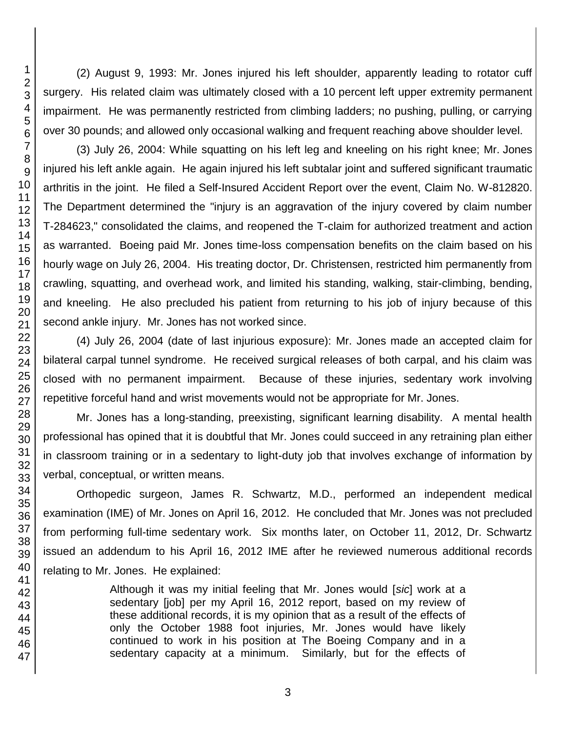(2) August 9, 1993: Mr. Jones injured his left shoulder, apparently leading to rotator cuff surgery. His related claim was ultimately closed with a 10 percent left upper extremity permanent impairment. He was permanently restricted from climbing ladders; no pushing, pulling, or carrying over 30 pounds; and allowed only occasional walking and frequent reaching above shoulder level.

(3) July 26, 2004: While squatting on his left leg and kneeling on his right knee; Mr. Jones injured his left ankle again. He again injured his left subtalar joint and suffered significant traumatic arthritis in the joint. He filed a Self-Insured Accident Report over the event, Claim No. W-812820. The Department determined the "injury is an aggravation of the injury covered by claim number T-284623," consolidated the claims, and reopened the T-claim for authorized treatment and action as warranted. Boeing paid Mr. Jones time-loss compensation benefits on the claim based on his hourly wage on July 26, 2004. His treating doctor, Dr. Christensen, restricted him permanently from crawling, squatting, and overhead work, and limited his standing, walking, stair-climbing, bending, and kneeling. He also precluded his patient from returning to his job of injury because of this second ankle injury. Mr. Jones has not worked since.

(4) July 26, 2004 (date of last injurious exposure): Mr. Jones made an accepted claim for bilateral carpal tunnel syndrome. He received surgical releases of both carpal, and his claim was closed with no permanent impairment. Because of these injuries, sedentary work involving repetitive forceful hand and wrist movements would not be appropriate for Mr. Jones.

Mr. Jones has a long-standing, preexisting, significant learning disability. A mental health professional has opined that it is doubtful that Mr. Jones could succeed in any retraining plan either in classroom training or in a sedentary to light-duty job that involves exchange of information by verbal, conceptual, or written means.

Orthopedic surgeon, James R. Schwartz, M.D., performed an independent medical examination (IME) of Mr. Jones on April 16, 2012. He concluded that Mr. Jones was not precluded from performing full-time sedentary work. Six months later, on October 11, 2012, Dr. Schwartz issued an addendum to his April 16, 2012 IME after he reviewed numerous additional records relating to Mr. Jones. He explained:

> Although it was my initial feeling that Mr. Jones would [*sic*] work at a sedentary [job] per my April 16, 2012 report, based on my review of these additional records, it is my opinion that as a result of the effects of only the October 1988 foot injuries, Mr. Jones would have likely continued to work in his position at The Boeing Company and in a sedentary capacity at a minimum. Similarly, but for the effects of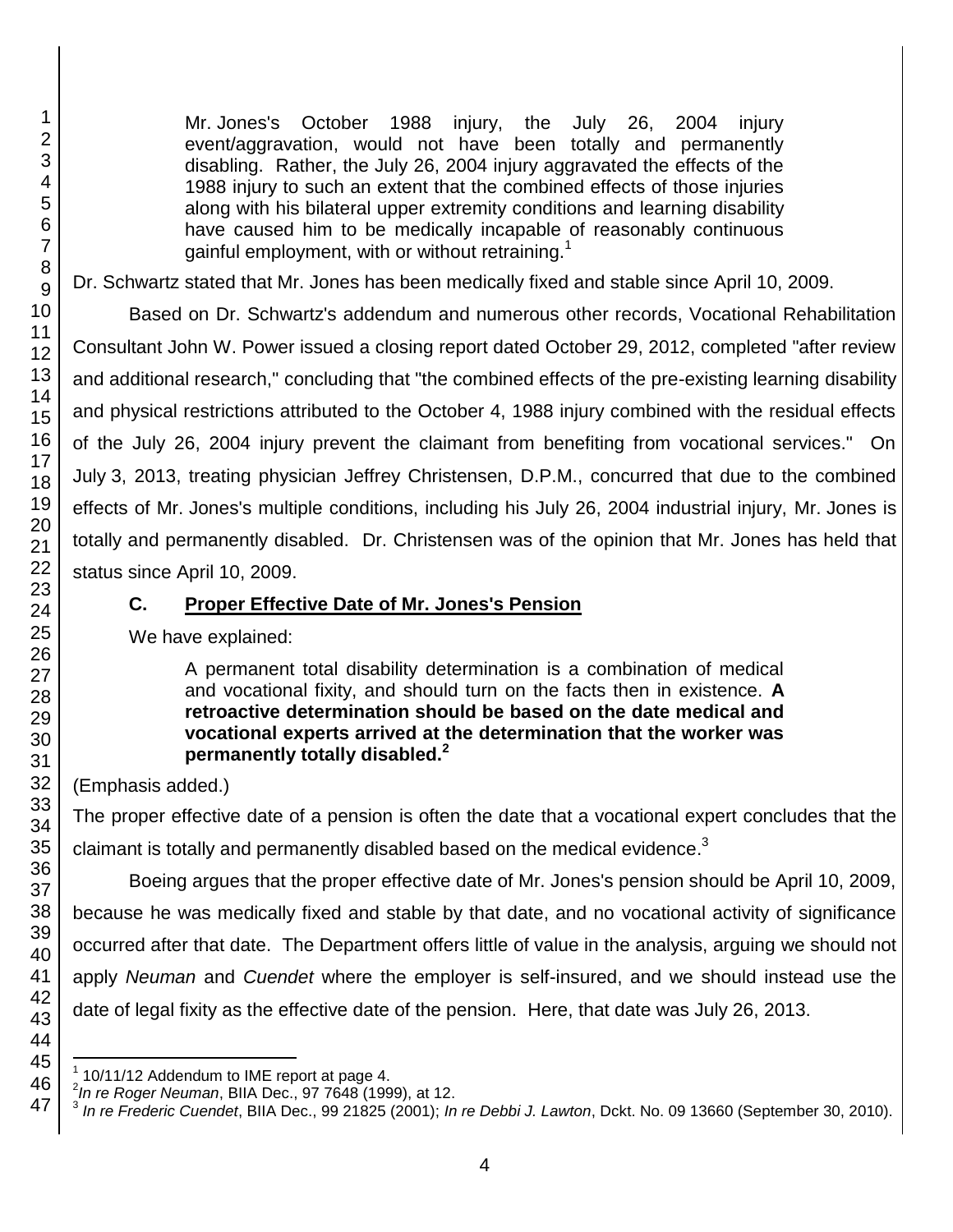> Mr. Jones's October 1988 injury, the July 26, 2004 injury event/aggravation, would not have been totally and permanently disabling. Rather, the July 26, 2004 injury aggravated the effects of the 1988 injury to such an extent that the combined effects of those injuries along with his bilateral upper extremity conditions and learning disability have caused him to be medically incapable of reasonably continuous gainful employment, with or without retraining.[1]

Dr. Schwartz stated that Mr. Jones has been medically fixed and stable since April 10, 2009.

Based on Dr. Schwartz's addendum and numerous other records, Vocational Rehabilitation Consultant John W. Power issued a closing report dated October 29, 2012, completed "after review and additional research," concluding that "the combined effects of the pre-existing learning disability and physical restrictions attributed to the October 4, 1988 injury combined with the residual effects of the July 26, 2004 injury prevent the claimant from benefiting from vocational services." On July 3, 2013, treating physician Jeffrey Christensen, D.P.M., concurred that due to the combined effects of Mr. Jones's multiple conditions, including his July 26, 2004 industrial injury, Mr. Jones is totally and permanently disabled. Dr. Christensen was of the opinion that Mr. Jones has held that status since April 10, 2009.

### C. Proper Effective Date of Mr. Jones's Pension

We have explained:

> A permanent total disability determination is a combination of medical and vocational fixity, and should turn on the facts then in existence. **A retroactive determination should be based on the date medical and vocational experts arrived at the determination that the worker was permanently totally disabled.**[2]

(Emphasis added.)

The proper effective date of a pension is often the date that a vocational expert concludes that the claimant is totally and permanently disabled based on the medical evidence.[3]

Boeing argues that the proper effective date of Mr. Jones's pension should be April 10, 2009, because he was medically fixed and stable by that date, and no vocational activity of significance occurred after that date. The Department offers little of value in the analysis, arguing we should not apply *Neuman* and *Cuendet* where the employer is self-insured, and we should instead use the date of legal fixity as the effective date of the pension. Here, that date was July 26, 2013.

---

[1] 10/11/12 Addendum to IME report at page 4.

[2] *In re Roger Neuman*, BIIA Dec., 97 7648 (1999), at 12.

[3] *In re Frederic Cuendet*, BIIA Dec., 99 21825 (2001); *In re Debbi J. Lawton*, Dckt. No. 09 13660 (September 30, 2010).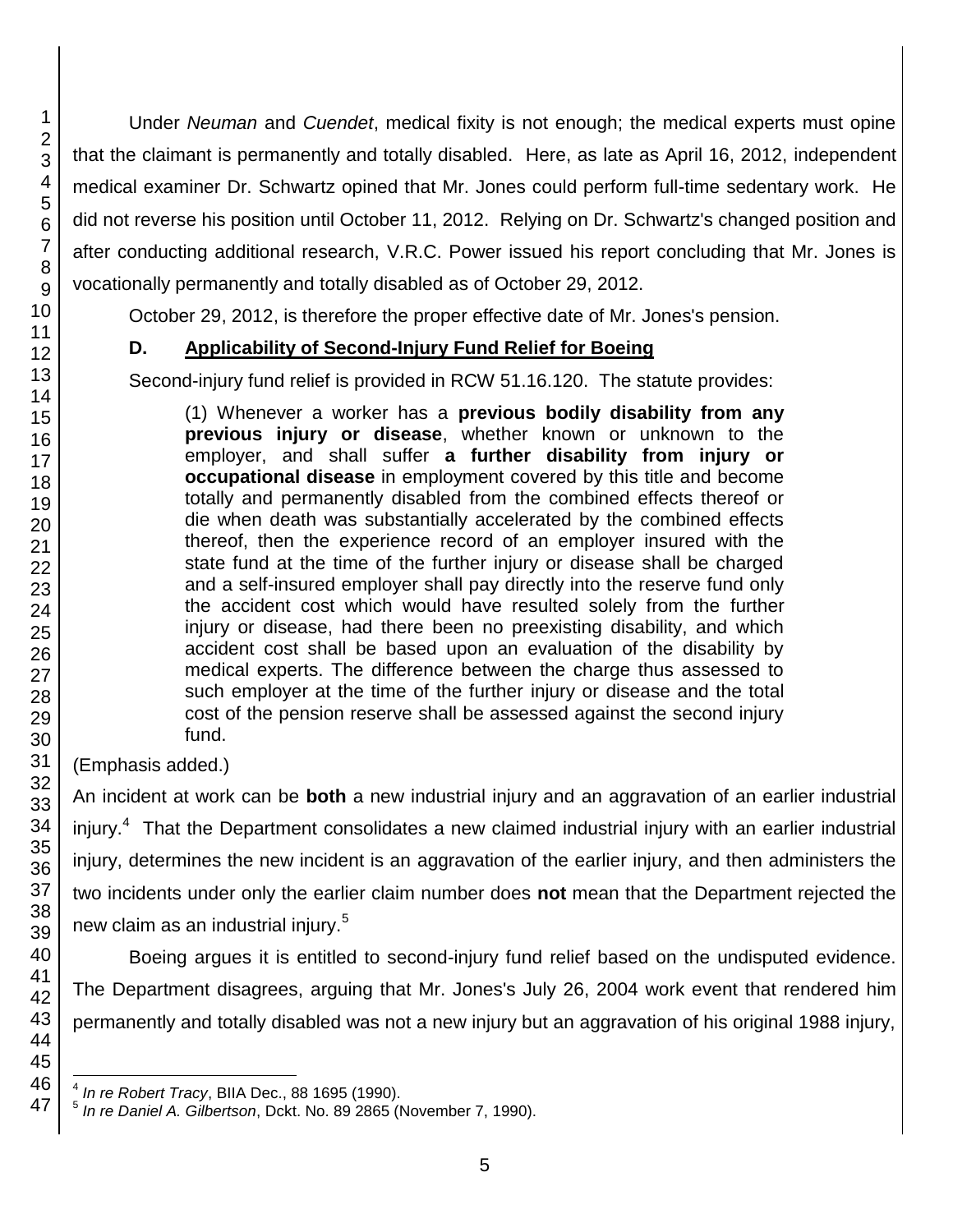Under *Neuman* and *Cuendet*, medical fixity is not enough; the medical experts must opine that the claimant is permanently and totally disabled. Here, as late as April 16, 2012, independent medical examiner Dr. Schwartz opined that Mr. Jones could perform full-time sedentary work. He did not reverse his position until October 11, 2012. Relying on Dr. Schwartz's changed position and after conducting additional research, V.R.C. Power issued his report concluding that Mr. Jones is vocationally permanently and totally disabled as of October 29, 2012.

October 29, 2012, is therefore the proper effective date of Mr. Jones's pension.

### D. Applicability of Second-Injury Fund Relief for Boeing

Second-injury fund relief is provided in RCW 51.16.120. The statute provides:

> (1) Whenever a worker has a **previous bodily disability from any previous injury or disease**, whether known or unknown to the employer, and shall suffer **a further disability from injury or occupational disease** in employment covered by this title and become totally and permanently disabled from the combined effects thereof or die when death was substantially accelerated by the combined effects thereof, then the experience record of an employer insured with the state fund at the time of the further injury or disease shall be charged and a self-insured employer shall pay directly into the reserve fund only the accident cost which would have resulted solely from the further injury or disease, had there been no preexisting disability, and which accident cost shall be based upon an evaluation of the disability by medical experts. The difference between the charge thus assessed to such employer at the time of the further injury or disease and the total cost of the pension reserve shall be assessed against the second injury fund.

(Emphasis added.)

An incident at work can be **both** a new industrial injury and an aggravation of an earlier industrial injury.[4] That the Department consolidates a new claimed industrial injury with an earlier industrial injury, determines the new incident is an aggravation of the earlier injury, and then administers the two incidents under only the earlier claim number does **not** mean that the Department rejected the new claim as an industrial injury.[5]

Boeing argues it is entitled to second-injury fund relief based on the undisputed evidence. The Department disagrees, arguing that Mr. Jones's July 26, 2004 work event that rendered him permanently and totally disabled was not a new injury but an aggravation of his original 1988 injury,

---

[4] *In re Robert Tracy*, BIIA Dec., 88 1695 (1990).

[5] *In re Daniel A. Gilbertson*, Dckt. No. 89 2865 (November 7, 1990).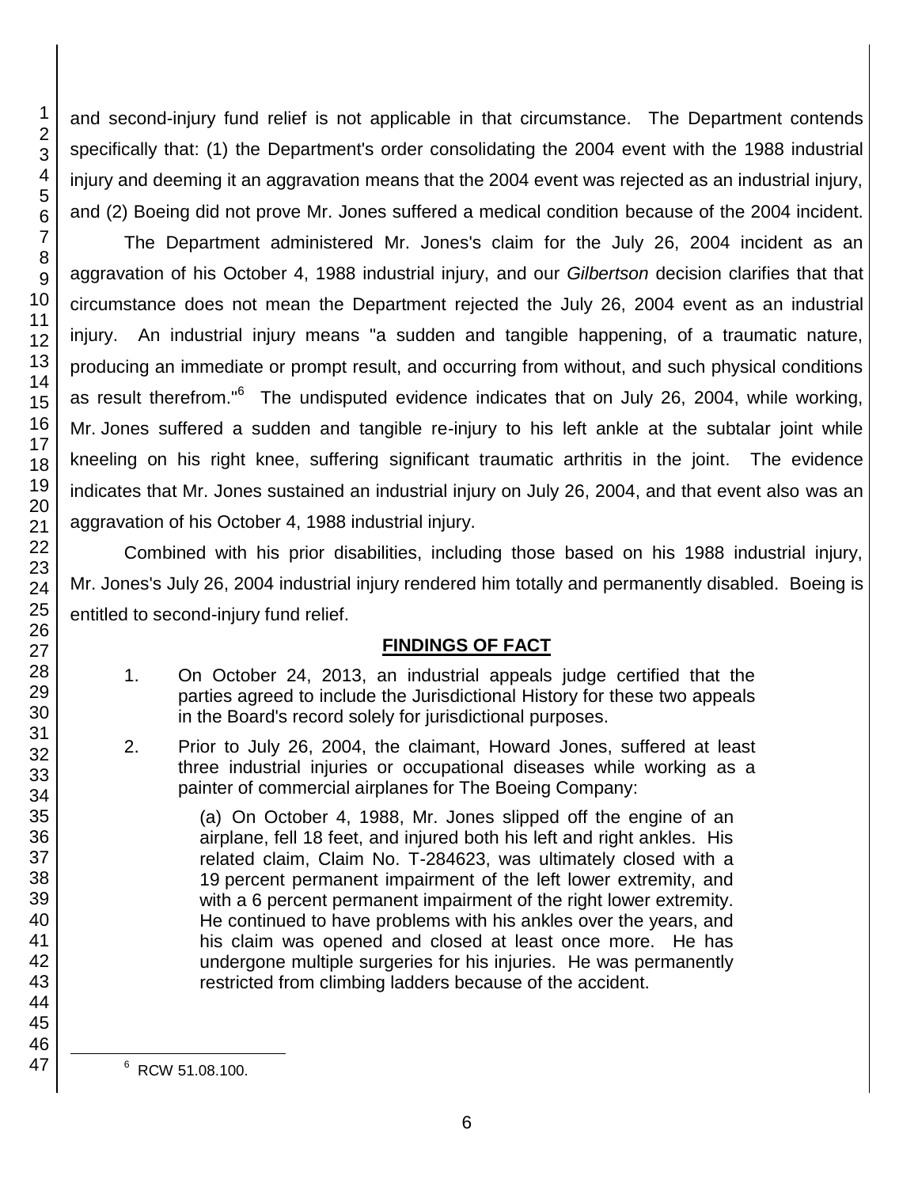and second-injury fund relief is not applicable in that circumstance. The Department contends specifically that: (1) the Department's order consolidating the 2004 event with the 1988 industrial injury and deeming it an aggravation means that the 2004 event was rejected as an industrial injury, and (2) Boeing did not prove Mr. Jones suffered a medical condition because of the 2004 incident.

The Department administered Mr. Jones's claim for the July 26, 2004 incident as an aggravation of his October 4, 1988 industrial injury, and our *Gilbertson* decision clarifies that that circumstance does not mean the Department rejected the July 26, 2004 event as an industrial injury. An industrial injury means "a sudden and tangible happening, of a traumatic nature, producing an immediate or prompt result, and occurring from without, and such physical conditions as result therefrom."[6] The undisputed evidence indicates that on July 26, 2004, while working, Mr. Jones suffered a sudden and tangible re-injury to his left ankle at the subtalar joint while kneeling on his right knee, suffering significant traumatic arthritis in the joint. The evidence indicates that Mr. Jones sustained an industrial injury on July 26, 2004, and that event also was an aggravation of his October 4, 1988 industrial injury.

Combined with his prior disabilities, including those based on his 1988 industrial injury, Mr. Jones's July 26, 2004 industrial injury rendered him totally and permanently disabled. Boeing is entitled to second-injury fund relief.

## FINDINGS OF FACT

1. On October 24, 2013, an industrial appeals judge certified that the parties agreed to include the Jurisdictional History for these two appeals in the Board's record solely for jurisdictional purposes.

2. Prior to July 26, 2004, the claimant, Howard Jones, suffered at least three industrial injuries or occupational diseases while working as a painter of commercial airplanes for The Boeing Company:

   (a) On October 4, 1988, Mr. Jones slipped off the engine of an airplane, fell 18 feet, and injured both his left and right ankles. His related claim, Claim No. T-284623, was ultimately closed with a 19 percent permanent impairment of the left lower extremity, and with a 6 percent permanent impairment of the right lower extremity. He continued to have problems with his ankles over the years, and his claim was opened and closed at least once more. He has undergone multiple surgeries for his injuries. He was permanently restricted from climbing ladders because of the accident.

[6] RCW 51.08.100.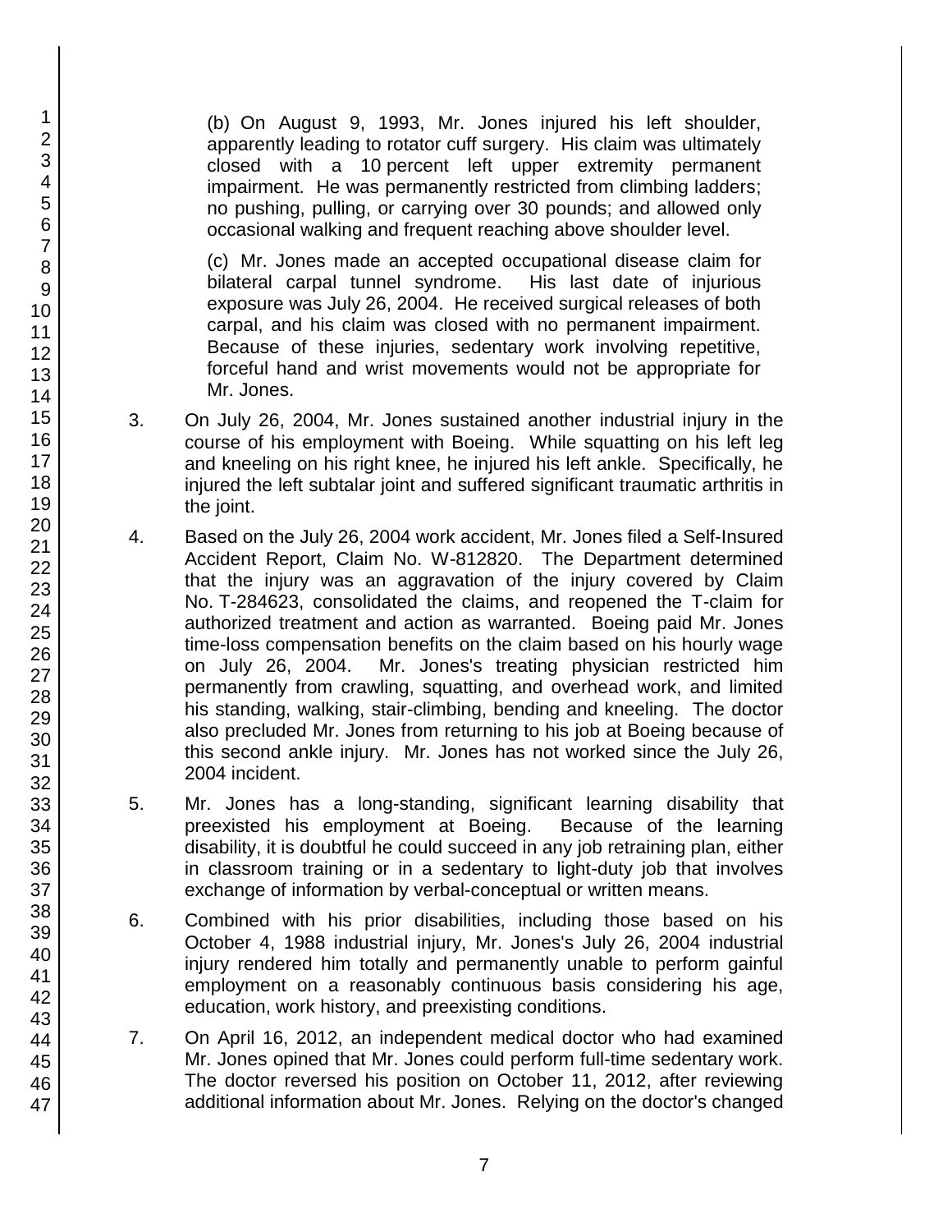(b) On August 9, 1993, Mr. Jones injured his left shoulder, apparently leading to rotator cuff surgery. His claim was ultimately closed with a 10 percent left upper extremity permanent impairment. He was permanently restricted from climbing ladders; no pushing, pulling, or carrying over 30 pounds; and allowed only occasional walking and frequent reaching above shoulder level.

(c) Mr. Jones made an accepted occupational disease claim for bilateral carpal tunnel syndrome. His last date of injurious exposure was July 26, 2004. He received surgical releases of both carpal, and his claim was closed with no permanent impairment. Because of these injuries, sedentary work involving repetitive, forceful hand and wrist movements would not be appropriate for Mr. Jones.

3. On July 26, 2004, Mr. Jones sustained another industrial injury in the course of his employment with Boeing. While squatting on his left leg and kneeling on his right knee, he injured his left ankle. Specifically, he injured the left subtalar joint and suffered significant traumatic arthritis in the joint.

4. Based on the July 26, 2004 work accident, Mr. Jones filed a Self-Insured Accident Report, Claim No. W-812820. The Department determined that the injury was an aggravation of the injury covered by Claim No. T-284623, consolidated the claims, and reopened the T-claim for authorized treatment and action as warranted. Boeing paid Mr. Jones time-loss compensation benefits on the claim based on his hourly wage on July 26, 2004. Mr. Jones's treating physician restricted him permanently from crawling, squatting, and overhead work, and limited his standing, walking, stair-climbing, bending and kneeling. The doctor also precluded Mr. Jones from returning to his job at Boeing because of this second ankle injury. Mr. Jones has not worked since the July 26, 2004 incident.

5. Mr. Jones has a long-standing, significant learning disability that preexisted his employment at Boeing. Because of the learning disability, it is doubtful he could succeed in any job retraining plan, either in classroom training or in a sedentary to light-duty job that involves exchange of information by verbal-conceptual or written means.

6. Combined with his prior disabilities, including those based on his October 4, 1988 industrial injury, Mr. Jones's July 26, 2004 industrial injury rendered him totally and permanently unable to perform gainful employment on a reasonably continuous basis considering his age, education, work history, and preexisting conditions.

7. On April 16, 2012, an independent medical doctor who had examined Mr. Jones opined that Mr. Jones could perform full-time sedentary work. The doctor reversed his position on October 11, 2012, after reviewing additional information about Mr. Jones. Relying on the doctor's changed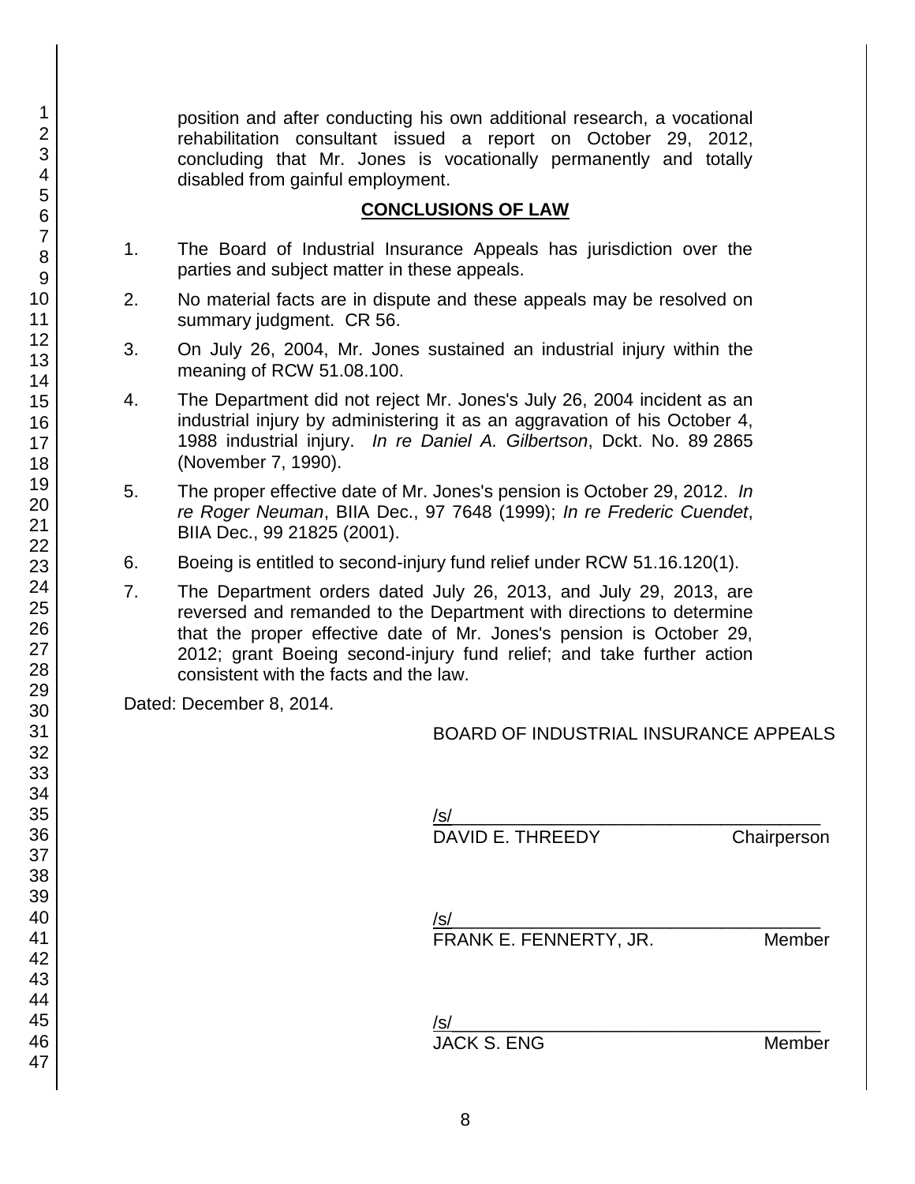position and after conducting his own additional research, a vocational rehabilitation consultant issued a report on October 29, 2012, concluding that Mr. Jones is vocationally permanently and totally disabled from gainful employment.

## CONCLUSIONS OF LAW

1. The Board of Industrial Insurance Appeals has jurisdiction over the parties and subject matter in these appeals.
2. No material facts are in dispute and these appeals may be resolved on summary judgment. CR 56.
3. On July 26, 2004, Mr. Jones sustained an industrial injury within the meaning of RCW 51.08.100.
4. The Department did not reject Mr. Jones's July 26, 2004 incident as an industrial injury by administering it as an aggravation of his October 4, 1988 industrial injury. *In re Daniel A. Gilbertson*, Dckt. No. 89 2865 (November 7, 1990).
5. The proper effective date of Mr. Jones's pension is October 29, 2012. *In re Roger Neuman*, BIIA Dec., 97 7648 (1999); *In re Frederic Cuendet*, BIIA Dec., 99 21825 (2001).
6. Boeing is entitled to second-injury fund relief under RCW 51.16.120(1).
7. The Department orders dated July 26, 2013, and July 29, 2013, are reversed and remanded to the Department with directions to determine that the proper effective date of Mr. Jones's pension is October 29, 2012; grant Boeing second-injury fund relief; and take further action consistent with the facts and the law.

Dated: December 8, 2014.

BOARD OF INDUSTRIAL INSURANCE APPEALS

/s/
DAVID E. THREEDY Chairperson

/s/
FRANK E. FENNERTY, JR. Member

/s/
JACK S. ENG Member